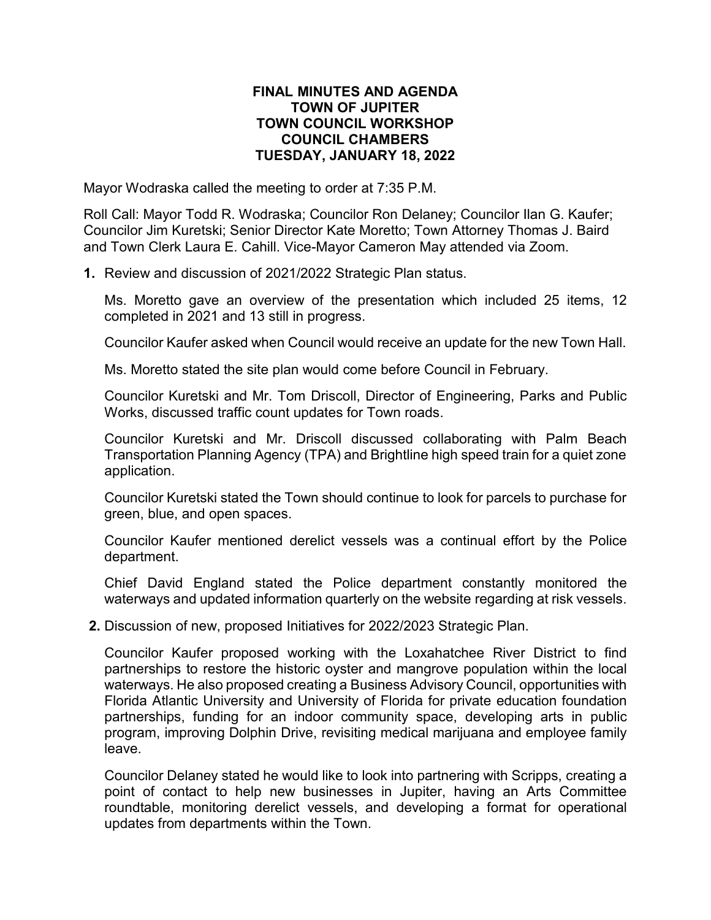# FINAL MINUTES AND AGENDA
# TOWN OF JUPITER
# TOWN COUNCIL WORKSHOP
# COUNCIL CHAMBERS
# TUESDAY, JANUARY 18, 2022

Mayor Wodraska called the meeting to order at 7:35 P.M.

Roll Call: Mayor Todd R. Wodraska; Councilor Ron Delaney; Councilor Ilan G. Kaufer; Councilor Jim Kuretski; Senior Director Kate Moretto; Town Attorney Thomas J. Baird and Town Clerk Laura E. Cahill. Vice-Mayor Cameron May attended via Zoom.

**1.** Review and discussion of 2021/2022 Strategic Plan status.

Ms. Moretto gave an overview of the presentation which included 25 items, 12 completed in 2021 and 13 still in progress.

Councilor Kaufer asked when Council would receive an update for the new Town Hall.

Ms. Moretto stated the site plan would come before Council in February.

Councilor Kuretski and Mr. Tom Driscoll, Director of Engineering, Parks and Public Works, discussed traffic count updates for Town roads.

Councilor Kuretski and Mr. Driscoll discussed collaborating with Palm Beach Transportation Planning Agency (TPA) and Brightline high speed train for a quiet zone application.

Councilor Kuretski stated the Town should continue to look for parcels to purchase for green, blue, and open spaces.

Councilor Kaufer mentioned derelict vessels was a continual effort by the Police department.

Chief David England stated the Police department constantly monitored the waterways and updated information quarterly on the website regarding at risk vessels.

**2.** Discussion of new, proposed Initiatives for 2022/2023 Strategic Plan.

Councilor Kaufer proposed working with the Loxahatchee River District to find partnerships to restore the historic oyster and mangrove population within the local waterways. He also proposed creating a Business Advisory Council, opportunities with Florida Atlantic University and University of Florida for private education foundation partnerships, funding for an indoor community space, developing arts in public program, improving Dolphin Drive, revisiting medical marijuana and employee family leave.

Councilor Delaney stated he would like to look into partnering with Scripps, creating a point of contact to help new businesses in Jupiter, having an Arts Committee roundtable, monitoring derelict vessels, and developing a format for operational updates from departments within the Town.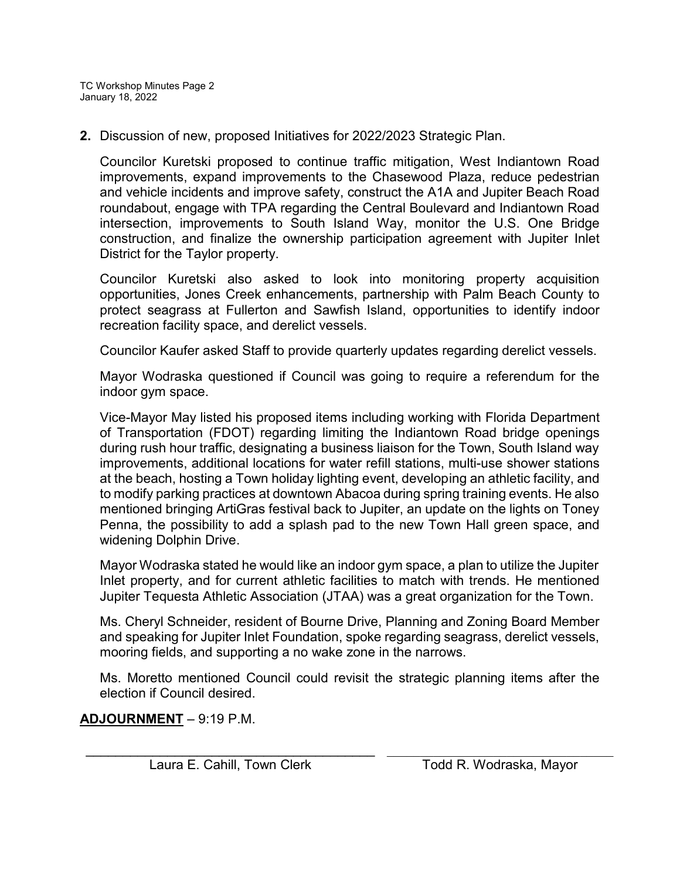**2.** Discussion of new, proposed Initiatives for 2022/2023 Strategic Plan.

Councilor Kuretski proposed to continue traffic mitigation, West Indiantown Road improvements, expand improvements to the Chasewood Plaza, reduce pedestrian and vehicle incidents and improve safety, construct the A1A and Jupiter Beach Road roundabout, engage with TPA regarding the Central Boulevard and Indiantown Road intersection, improvements to South Island Way, monitor the U.S. One Bridge construction, and finalize the ownership participation agreement with Jupiter Inlet District for the Taylor property.

Councilor Kuretski also asked to look into monitoring property acquisition opportunities, Jones Creek enhancements, partnership with Palm Beach County to protect seagrass at Fullerton and Sawfish Island, opportunities to identify indoor recreation facility space, and derelict vessels.

Councilor Kaufer asked Staff to provide quarterly updates regarding derelict vessels.

Mayor Wodraska questioned if Council was going to require a referendum for the indoor gym space.

Vice-Mayor May listed his proposed items including working with Florida Department of Transportation (FDOT) regarding limiting the Indiantown Road bridge openings during rush hour traffic, designating a business liaison for the Town, South Island way improvements, additional locations for water refill stations, multi-use shower stations at the beach, hosting a Town holiday lighting event, developing an athletic facility, and to modify parking practices at downtown Abacoa during spring training events. He also mentioned bringing ArtiGras festival back to Jupiter, an update on the lights on Toney Penna, the possibility to add a splash pad to the new Town Hall green space, and widening Dolphin Drive.

Mayor Wodraska stated he would like an indoor gym space, a plan to utilize the Jupiter Inlet property, and for current athletic facilities to match with trends. He mentioned Jupiter Tequesta Athletic Association (JTAA) was a great organization for the Town.

Ms. Cheryl Schneider, resident of Bourne Drive, Planning and Zoning Board Member and speaking for Jupiter Inlet Foundation, spoke regarding seagrass, derelict vessels, mooring fields, and supporting a no wake zone in the narrows.

Ms. Moretto mentioned Council could revisit the strategic planning items after the election if Council desired.

**ADJOURNMENT** – 9:19 P.M.

\_\_\_\_\_\_\_\_\_\_\_\_\_\_\_\_\_\_\_\_\_\_\_\_\_\_\_\_\_\_\_\_\_\_\_\_\_\_\_\_ Laura E. Cahill, Town Clerk

\_\_\_\_\_\_\_\_\_\_\_\_\_\_\_\_\_\_\_\_\_\_\_\_\_\_\_\_\_\_\_\_\_\_\_\_\_\_\_\_ Todd R. Wodraska, Mayor